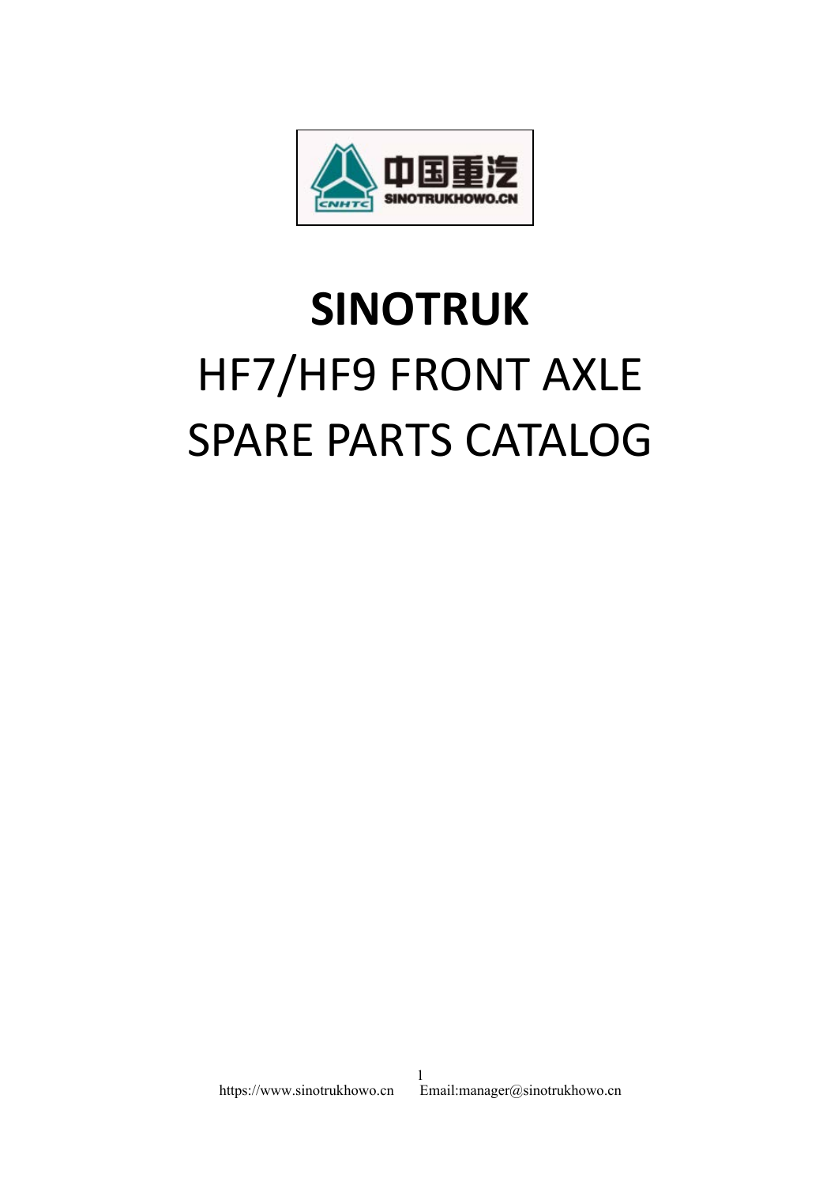# SINOTRUK

## HF7/HF9 FRONT AXLE SPARE PARTS CATALOG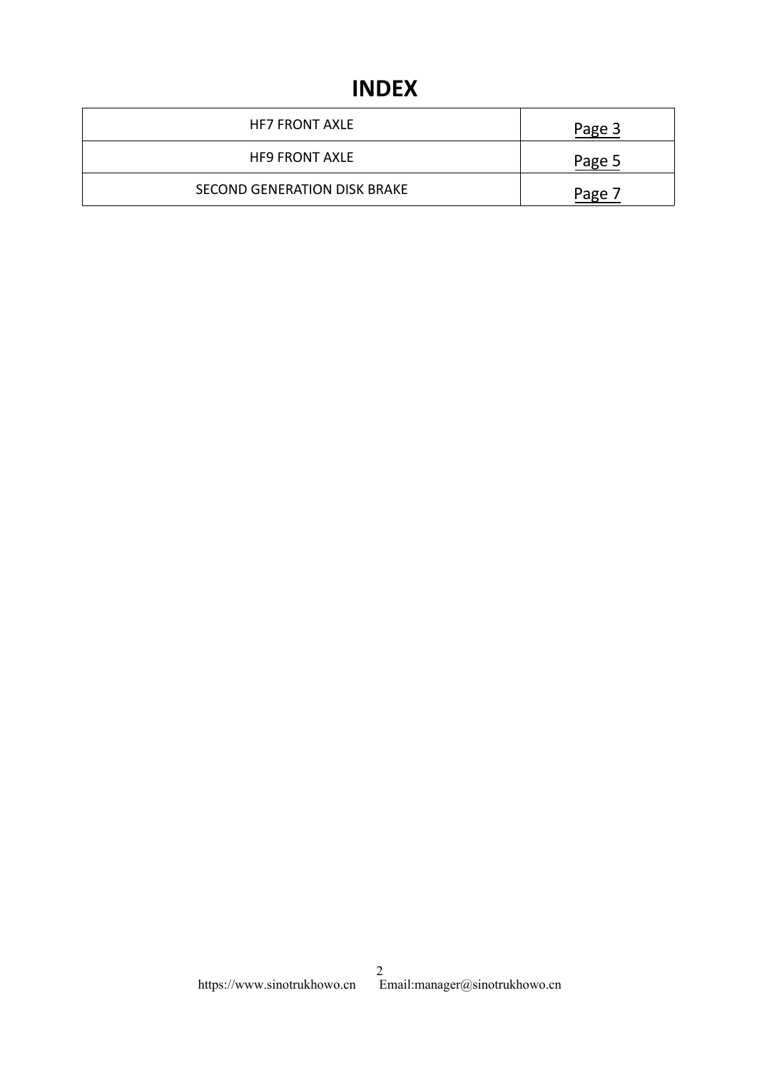# INDEX

| HF7 FRONT AXLE | Page 3 |
|---|---|
| HF9 FRONT AXLE | Page 5 |
| SECOND GENERATION DISK BRAKE | Page 7 |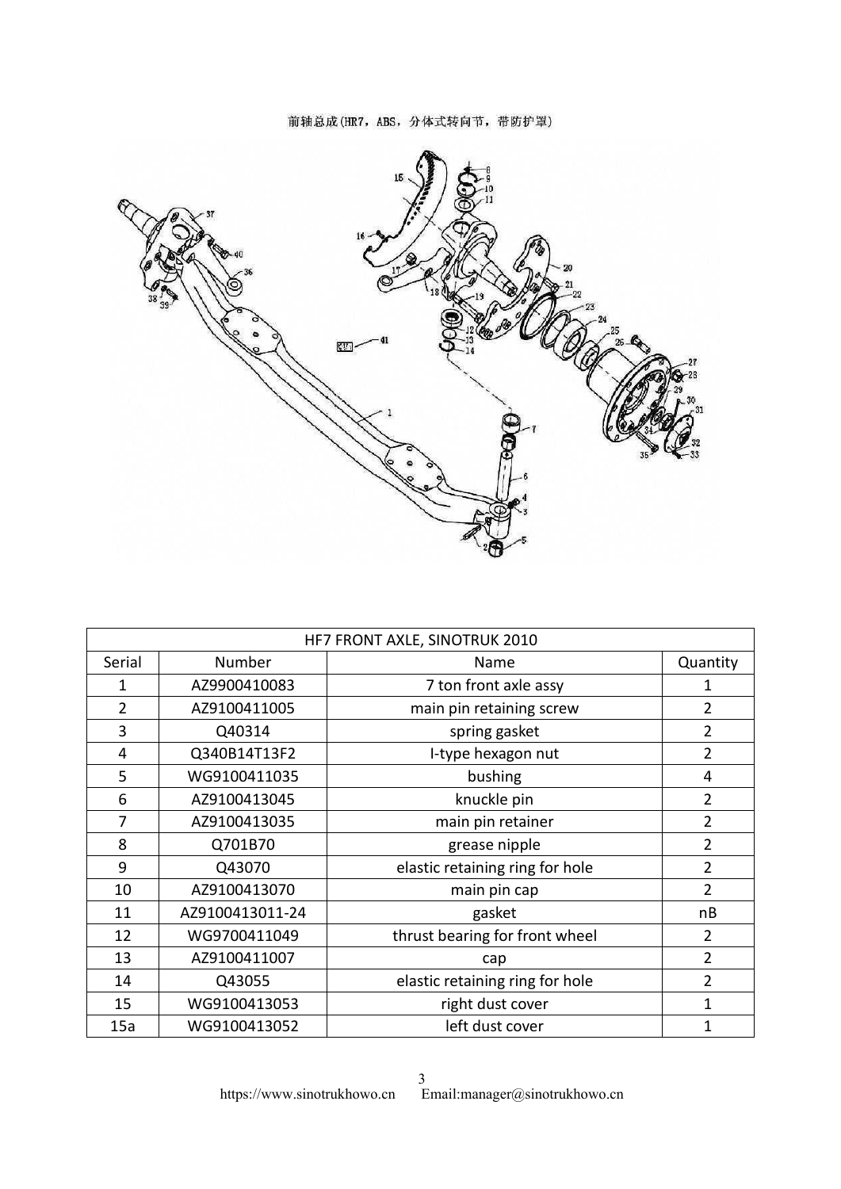前轴总成(HR7，ABS，分体式转向节，带防护罩)

| HF7 FRONT AXLE, SINOTRUK 2010 | | | |
|---|---|---|---|
| Serial | Number | Name | Quantity |
| 1 | AZ9900410083 | 7 ton front axle assy | 1 |
| 2 | AZ9100411005 | main pin retaining screw | 2 |
| 3 | Q40314 | spring gasket | 2 |
| 4 | Q340B14T13F2 | I-type hexagon nut | 2 |
| 5 | WG9100411035 | bushing | 4 |
| 6 | AZ9100413045 | knuckle pin | 2 |
| 7 | AZ9100413035 | main pin retainer | 2 |
| 8 | Q701B70 | grease nipple | 2 |
| 9 | Q43070 | elastic retaining ring for hole | 2 |
| 10 | AZ9100413070 | main pin cap | 2 |
| 11 | AZ9100413011-24 | gasket | nB |
| 12 | WG9700411049 | thrust bearing for front wheel | 2 |
| 13 | AZ9100411007 | cap | 2 |
| 14 | Q43055 | elastic retaining ring for hole | 2 |
| 15 | WG9100413053 | right dust cover | 1 |
| 15a | WG9100413052 | left dust cover | 1 |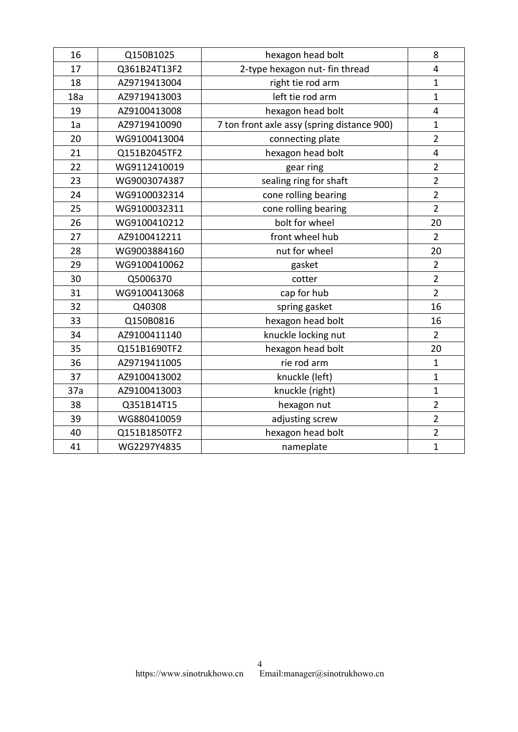| 16 | Q150B1025 | hexagon head bolt | 8 |
|---|---|---|---|
| 17 | Q361B24T13F2 | 2-type hexagon nut- fin thread | 4 |
| 18 | AZ9719413004 | right tie rod arm | 1 |
| 18a | AZ9719413003 | left tie rod arm | 1 |
| 19 | AZ9100413008 | hexagon head bolt | 4 |
| 1a | AZ9719410090 | 7 ton front axle assy (spring distance 900) | 1 |
| 20 | WG9100413004 | connecting plate | 2 |
| 21 | Q151B2045TF2 | hexagon head bolt | 4 |
| 22 | WG9112410019 | gear ring | 2 |
| 23 | WG9003074387 | sealing ring for shaft | 2 |
| 24 | WG9100032314 | cone rolling bearing | 2 |
| 25 | WG9100032311 | cone rolling bearing | 2 |
| 26 | WG9100410212 | bolt for wheel | 20 |
| 27 | AZ9100412211 | front wheel hub | 2 |
| 28 | WG9003884160 | nut for wheel | 20 |
| 29 | WG9100410062 | gasket | 2 |
| 30 | Q5006370 | cotter | 2 |
| 31 | WG9100413068 | cap for hub | 2 |
| 32 | Q40308 | spring gasket | 16 |
| 33 | Q150B0816 | hexagon head bolt | 16 |
| 34 | AZ9100411140 | knuckle locking nut | 2 |
| 35 | Q151B1690TF2 | hexagon head bolt | 20 |
| 36 | AZ9719411005 | rie rod arm | 1 |
| 37 | AZ9100413002 | knuckle (left) | 1 |
| 37a | AZ9100413003 | knuckle (right) | 1 |
| 38 | Q351B14T15 | hexagon nut | 2 |
| 39 | WG880410059 | adjusting screw | 2 |
| 40 | Q151B1850TF2 | hexagon head bolt | 2 |
| 41 | WG2297Y4835 | nameplate | 1 |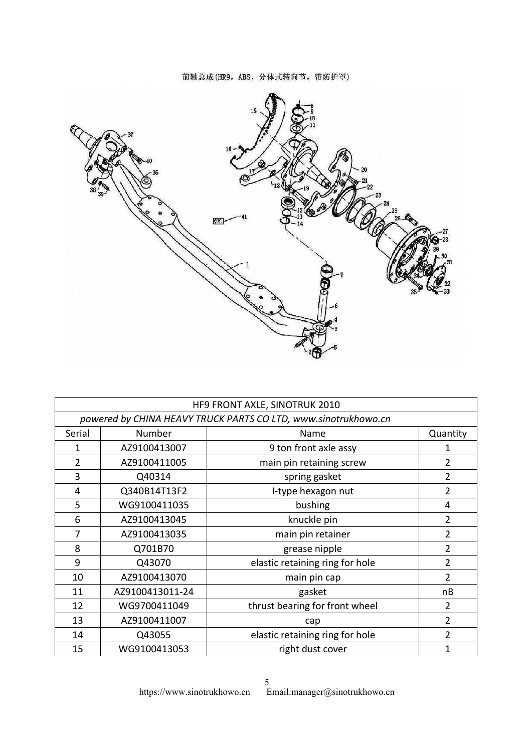前轴总成(HR9, ABS, 分体式转向节, 带防护罩)

| HF9 FRONT AXLE, SINOTRUK 2010 | | | |
|---|---|---|---|
| *powered by CHINA HEAVY TRUCK PARTS CO LTD, www.sinotrukhowo.cn* | | | |
| Serial | Number | Name | Quantity |
| 1 | AZ9100413007 | 9 ton front axle assy | 1 |
| 2 | AZ9100411005 | main pin retaining screw | 2 |
| 3 | Q40314 | spring gasket | 2 |
| 4 | Q340B14T13F2 | I-type hexagon nut | 2 |
| 5 | WG9100411035 | bushing | 4 |
| 6 | AZ9100413045 | knuckle pin | 2 |
| 7 | AZ9100413035 | main pin retainer | 2 |
| 8 | Q701B70 | grease nipple | 2 |
| 9 | Q43070 | elastic retaining ring for hole | 2 |
| 10 | AZ9100413070 | main pin cap | 2 |
| 11 | AZ9100413011-24 | gasket | nB |
| 12 | WG9700411049 | thrust bearing for front wheel | 2 |
| 13 | AZ9100411007 | cap | 2 |
| 14 | Q43055 | elastic retaining ring for hole | 2 |
| 15 | WG9100413053 | right dust cover | 1 |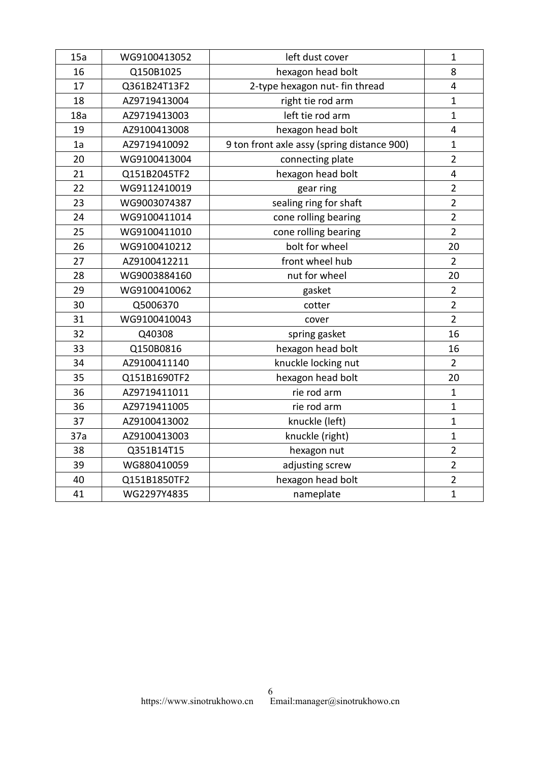| 15a | WG9100413052 | left dust cover | 1 |
|---|---|---|---|
| 16 | Q150B1025 | hexagon head bolt | 8 |
| 17 | Q361B24T13F2 | 2-type hexagon nut- fin thread | 4 |
| 18 | AZ9719413004 | right tie rod arm | 1 |
| 18a | AZ9719413003 | left tie rod arm | 1 |
| 19 | AZ9100413008 | hexagon head bolt | 4 |
| 1a | AZ9719410092 | 9 ton front axle assy (spring distance 900) | 1 |
| 20 | WG9100413004 | connecting plate | 2 |
| 21 | Q151B2045TF2 | hexagon head bolt | 4 |
| 22 | WG9112410019 | gear ring | 2 |
| 23 | WG9003074387 | sealing ring for shaft | 2 |
| 24 | WG9100411014 | cone rolling bearing | 2 |
| 25 | WG9100411010 | cone rolling bearing | 2 |
| 26 | WG9100410212 | bolt for wheel | 20 |
| 27 | AZ9100412211 | front wheel hub | 2 |
| 28 | WG9003884160 | nut for wheel | 20 |
| 29 | WG9100410062 | gasket | 2 |
| 30 | Q5006370 | cotter | 2 |
| 31 | WG9100410043 | cover | 2 |
| 32 | Q40308 | spring gasket | 16 |
| 33 | Q150B0816 | hexagon head bolt | 16 |
| 34 | AZ9100411140 | knuckle locking nut | 2 |
| 35 | Q151B1690TF2 | hexagon head bolt | 20 |
| 36 | AZ9719411011 | rie rod arm | 1 |
| 36 | AZ9719411005 | rie rod arm | 1 |
| 37 | AZ9100413002 | knuckle (left) | 1 |
| 37a | AZ9100413003 | knuckle (right) | 1 |
| 38 | Q351B14T15 | hexagon nut | 2 |
| 39 | WG880410059 | adjusting screw | 2 |
| 40 | Q151B1850TF2 | hexagon head bolt | 2 |
| 41 | WG2297Y4835 | nameplate | 1 |

https://www.sinotrukhowo.cn Email:manager@sinotrukhowo.cn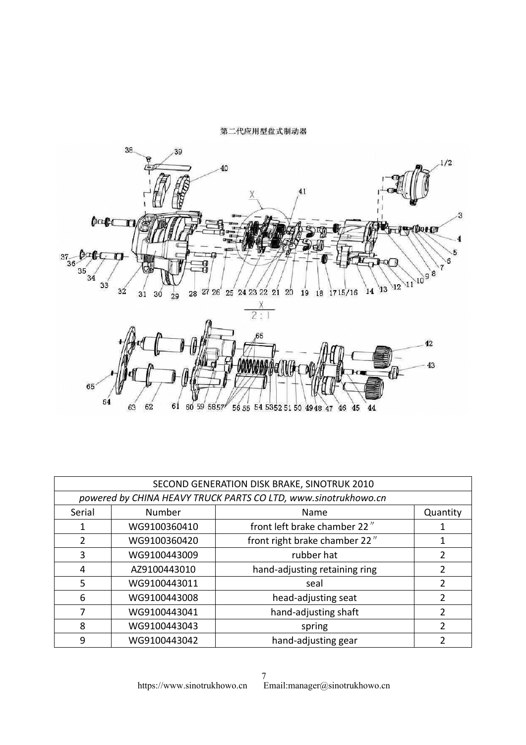第二代应用型盘式制动器

| SECOND GENERATION DISK BRAKE, SINOTRUK 2010 | | | |
|---|---|---|---|
| *powered by CHINA HEAVY TRUCK PARTS CO LTD, www.sinotrukhowo.cn* | | | |
| Serial | Number | Name | Quantity |
| 1 | WG9100360410 | front left brake chamber 22″ | 1 |
| 2 | WG9100360420 | front right brake chamber 22″ | 1 |
| 3 | WG9100443009 | rubber hat | 2 |
| 4 | AZ9100443010 | hand-adjusting retaining ring | 2 |
| 5 | WG9100443011 | seal | 2 |
| 6 | WG9100443008 | head-adjusting seat | 2 |
| 7 | WG9100443041 | hand-adjusting shaft | 2 |
| 8 | WG9100443043 | spring | 2 |
| 9 | WG9100443042 | hand-adjusting gear | 2 |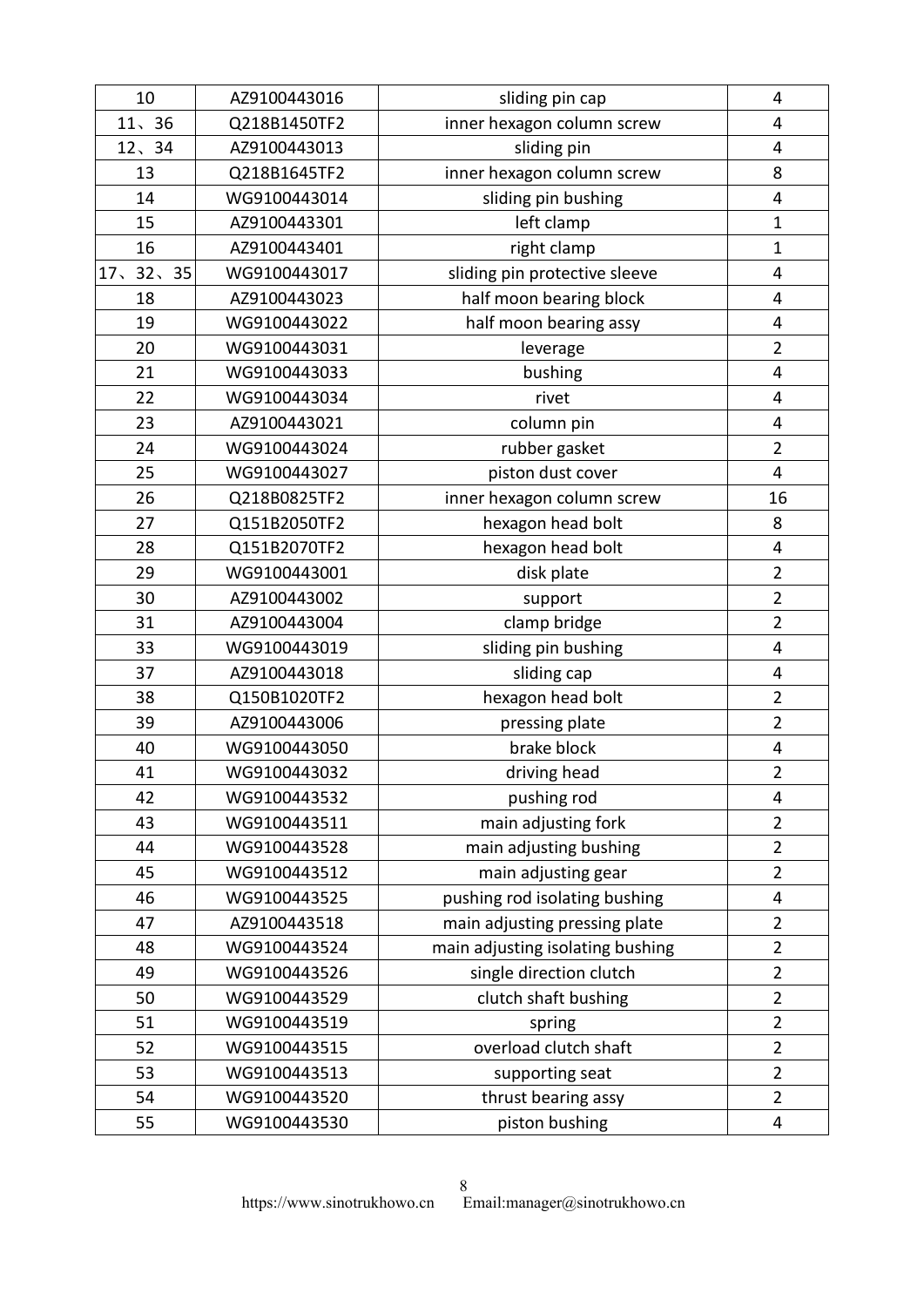| 10 | AZ9100443016 | sliding pin cap | 4 |
|---|---|---|---|
| 11、36 | Q218B1450TF2 | inner hexagon column screw | 4 |
| 12、34 | AZ9100443013 | sliding pin | 4 |
| 13 | Q218B1645TF2 | inner hexagon column screw | 8 |
| 14 | WG9100443014 | sliding pin bushing | 4 |
| 15 | AZ9100443301 | left clamp | 1 |
| 16 | AZ9100443401 | right clamp | 1 |
| 17、32、35 | WG9100443017 | sliding pin protective sleeve | 4 |
| 18 | AZ9100443023 | half moon bearing block | 4 |
| 19 | WG9100443022 | half moon bearing assy | 4 |
| 20 | WG9100443031 | leverage | 2 |
| 21 | WG9100443033 | bushing | 4 |
| 22 | WG9100443034 | rivet | 4 |
| 23 | AZ9100443021 | column pin | 4 |
| 24 | WG9100443024 | rubber gasket | 2 |
| 25 | WG9100443027 | piston dust cover | 4 |
| 26 | Q218B0825TF2 | inner hexagon column screw | 16 |
| 27 | Q151B2050TF2 | hexagon head bolt | 8 |
| 28 | Q151B2070TF2 | hexagon head bolt | 4 |
| 29 | WG9100443001 | disk plate | 2 |
| 30 | AZ9100443002 | support | 2 |
| 31 | AZ9100443004 | clamp bridge | 2 |
| 33 | WG9100443019 | sliding pin bushing | 4 |
| 37 | AZ9100443018 | sliding cap | 4 |
| 38 | Q150B1020TF2 | hexagon head bolt | 2 |
| 39 | AZ9100443006 | pressing plate | 2 |
| 40 | WG9100443050 | brake block | 4 |
| 41 | WG9100443032 | driving head | 2 |
| 42 | WG9100443532 | pushing rod | 4 |
| 43 | WG9100443511 | main adjusting fork | 2 |
| 44 | WG9100443528 | main adjusting bushing | 2 |
| 45 | WG9100443512 | main adjusting gear | 2 |
| 46 | WG9100443525 | pushing rod isolating bushing | 4 |
| 47 | AZ9100443518 | main adjusting pressing plate | 2 |
| 48 | WG9100443524 | main adjusting isolating bushing | 2 |
| 49 | WG9100443526 | single direction clutch | 2 |
| 50 | WG9100443529 | clutch shaft bushing | 2 |
| 51 | WG9100443519 | spring | 2 |
| 52 | WG9100443515 | overload clutch shaft | 2 |
| 53 | WG9100443513 | supporting seat | 2 |
| 54 | WG9100443520 | thrust bearing assy | 2 |
| 55 | WG9100443530 | piston bushing | 4 |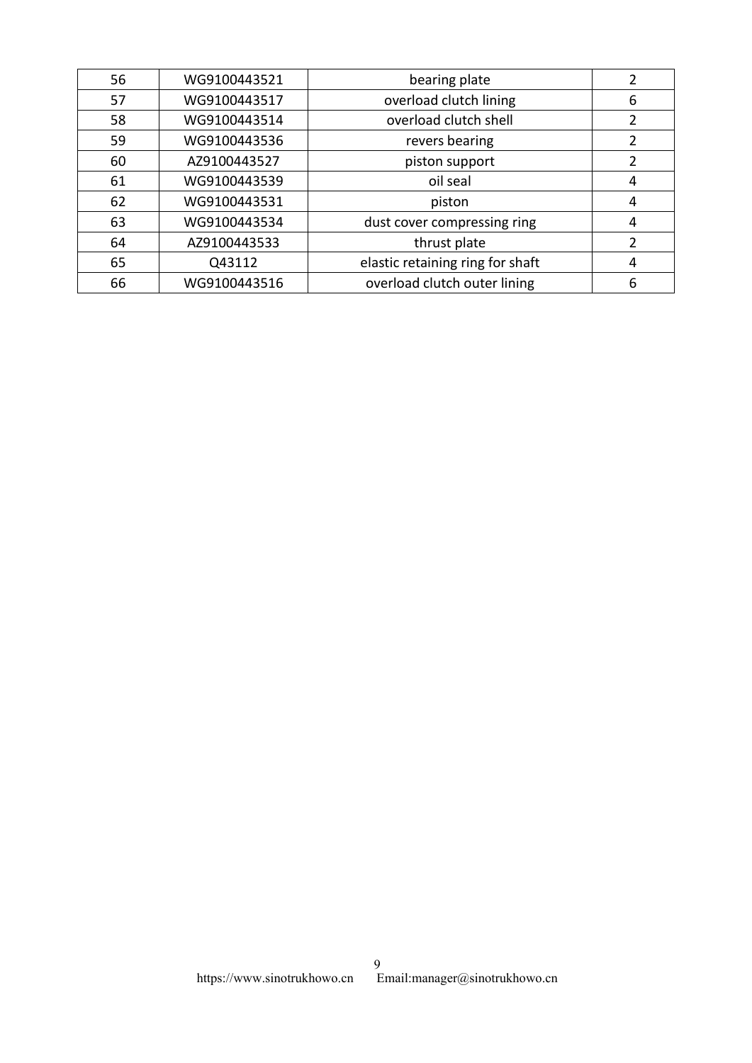| | | | |
|---|---|---|---|
| 56 | WG9100443521 | bearing plate | 2 |
| 57 | WG9100443517 | overload clutch lining | 6 |
| 58 | WG9100443514 | overload clutch shell | 2 |
| 59 | WG9100443536 | revers bearing | 2 |
| 60 | AZ9100443527 | piston support | 2 |
| 61 | WG9100443539 | oil seal | 4 |
| 62 | WG9100443531 | piston | 4 |
| 63 | WG9100443534 | dust cover compressing ring | 4 |
| 64 | AZ9100443533 | thrust plate | 2 |
| 65 | Q43112 | elastic retaining ring for shaft | 4 |
| 66 | WG9100443516 | overload clutch outer lining | 6 |